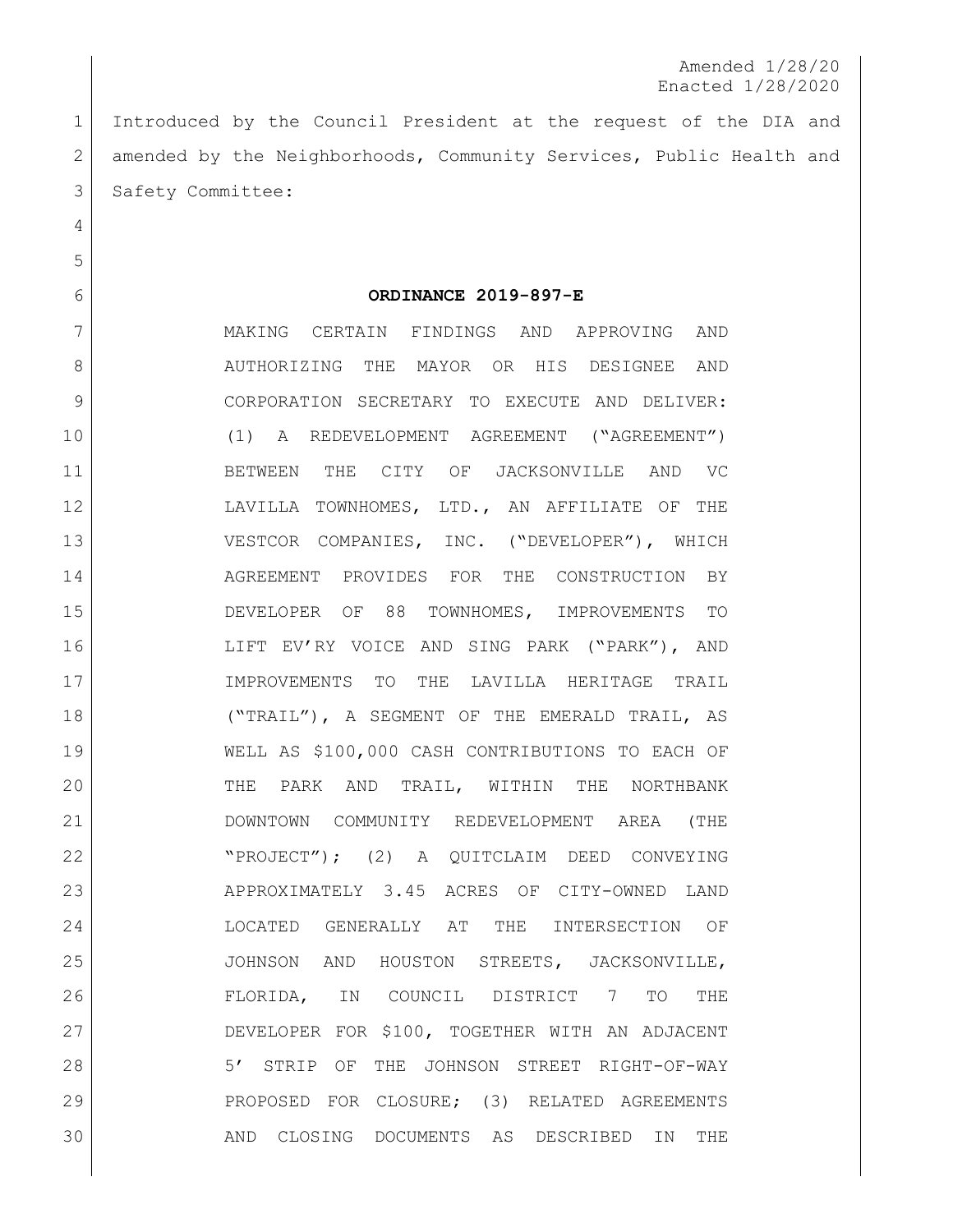Amended 1/28/20
Enacted 1/28/2020

Introduced by the Council President at the request of the DIA and amended by the Neighborhoods, Community Services, Public Health and Safety Committee:

**ORDINANCE 2019-897-E**

MAKING CERTAIN FINDINGS AND APPROVING AND AUTHORIZING THE MAYOR OR HIS DESIGNEE AND CORPORATION SECRETARY TO EXECUTE AND DELIVER: (1) A REDEVELOPMENT AGREEMENT ("AGREEMENT") BETWEEN THE CITY OF JACKSONVILLE AND VC LAVILLA TOWNHOMES, LTD., AN AFFILIATE OF THE VESTCOR COMPANIES, INC. ("DEVELOPER"), WHICH AGREEMENT PROVIDES FOR THE CONSTRUCTION BY DEVELOPER OF 88 TOWNHOMES, IMPROVEMENTS TO LIFT EV'RY VOICE AND SING PARK ("PARK"), AND IMPROVEMENTS TO THE LAVILLA HERITAGE TRAIL ("TRAIL"), A SEGMENT OF THE EMERALD TRAIL, AS WELL AS $100,000 CASH CONTRIBUTIONS TO EACH OF THE PARK AND TRAIL, WITHIN THE NORTHBANK DOWNTOWN COMMUNITY REDEVELOPMENT AREA (THE "PROJECT"); (2) A QUITCLAIM DEED CONVEYING APPROXIMATELY 3.45 ACRES OF CITY-OWNED LAND LOCATED GENERALLY AT THE INTERSECTION OF JOHNSON AND HOUSTON STREETS, JACKSONVILLE, FLORIDA, IN COUNCIL DISTRICT 7 TO THE DEVELOPER FOR $100, TOGETHER WITH AN ADJACENT 5' STRIP OF THE JOHNSON STREET RIGHT-OF-WAY PROPOSED FOR CLOSURE; (3) RELATED AGREEMENTS AND CLOSING DOCUMENTS AS DESCRIBED IN THE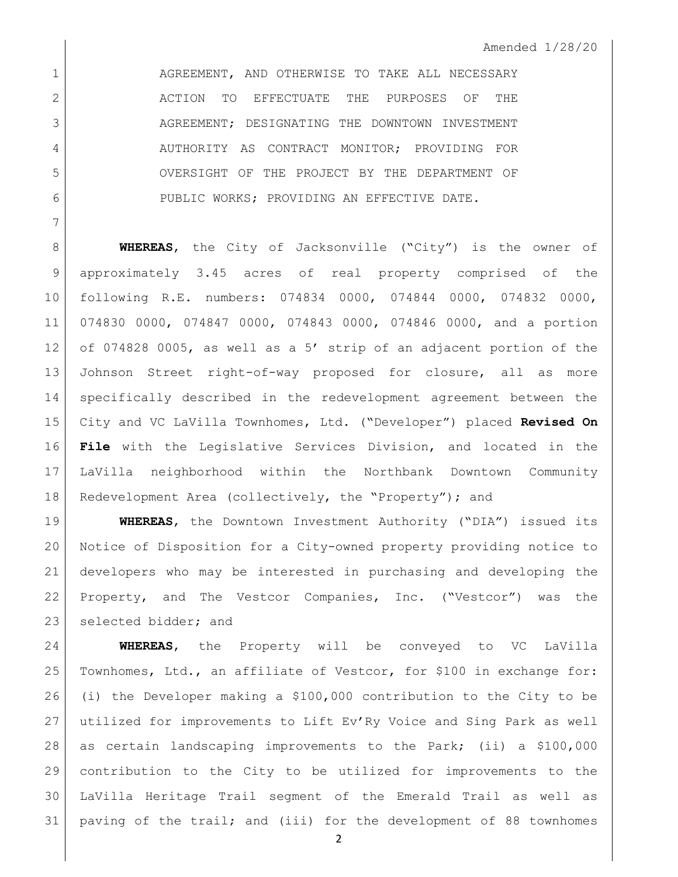AGREEMENT, AND OTHERWISE TO TAKE ALL NECESSARY ACTION TO EFFECTUATE THE PURPOSES OF THE AGREEMENT; DESIGNATING THE DOWNTOWN INVESTMENT AUTHORITY AS CONTRACT MONITOR; PROVIDING FOR OVERSIGHT OF THE PROJECT BY THE DEPARTMENT OF PUBLIC WORKS; PROVIDING AN EFFECTIVE DATE.

**WHEREAS**, the City of Jacksonville ("City") is the owner of approximately 3.45 acres of real property comprised of the following R.E. numbers: 074834 0000, 074844 0000, 074832 0000, 074830 0000, 074847 0000, 074843 0000, 074846 0000, and a portion of 074828 0005, as well as a 5' strip of an adjacent portion of the Johnson Street right-of-way proposed for closure, all as more specifically described in the redevelopment agreement between the City and VC LaVilla Townhomes, Ltd. ("Developer") placed **Revised On File** with the Legislative Services Division, and located in the LaVilla neighborhood within the Northbank Downtown Community Redevelopment Area (collectively, the "Property"); and

**WHEREAS**, the Downtown Investment Authority ("DIA") issued its Notice of Disposition for a City-owned property providing notice to developers who may be interested in purchasing and developing the Property, and The Vestcor Companies, Inc. ("Vestcor") was the selected bidder; and

**WHEREAS**, the Property will be conveyed to VC LaVilla Townhomes, Ltd., an affiliate of Vestcor, for $100 in exchange for: (i) the Developer making a $100,000 contribution to the City to be utilized for improvements to Lift Ev'Ry Voice and Sing Park as well as certain landscaping improvements to the Park; (ii) a $100,000 contribution to the City to be utilized for improvements to the LaVilla Heritage Trail segment of the Emerald Trail as well as paving of the trail; and (iii) for the development of 88 townhomes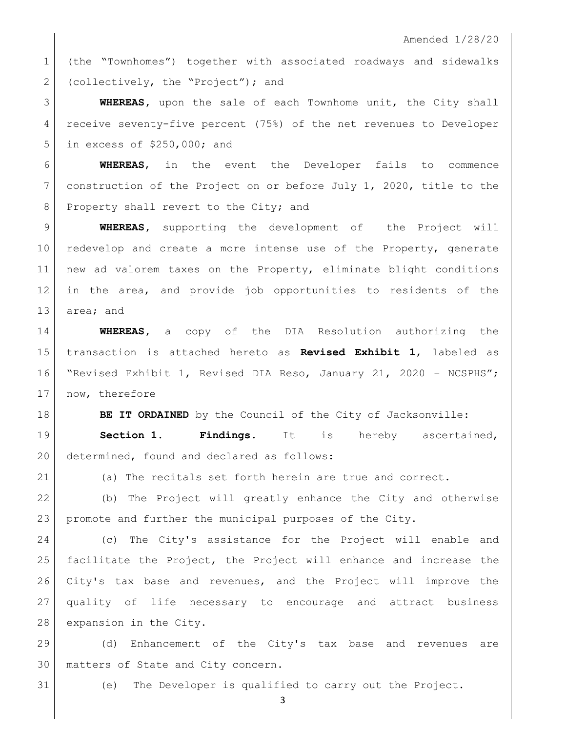(the "Townhomes") together with associated roadways and sidewalks (collectively, the "Project"); and

**WHEREAS**, upon the sale of each Townhome unit, the City shall receive seventy-five percent (75%) of the net revenues to Developer in excess of $250,000; and

**WHEREAS**, in the event the Developer fails to commence construction of the Project on or before July 1, 2020, title to the Property shall revert to the City; and

**WHEREAS**, supporting the development of the Project will redevelop and create a more intense use of the Property, generate new ad valorem taxes on the Property, eliminate blight conditions in the area, and provide job opportunities to residents of the area; and

**WHEREAS**, a copy of the DIA Resolution authorizing the transaction is attached hereto as **Revised Exhibit 1**, labeled as "Revised Exhibit 1, Revised DIA Reso, January 21, 2020 – NCSPHS"; now, therefore

**BE IT ORDAINED** by the Council of the City of Jacksonville:

**Section 1. Findings.** It is hereby ascertained, determined, found and declared as follows:

(a) The recitals set forth herein are true and correct.

(b) The Project will greatly enhance the City and otherwise promote and further the municipal purposes of the City.

(c) The City's assistance for the Project will enable and facilitate the Project, the Project will enhance and increase the City's tax base and revenues, and the Project will improve the quality of life necessary to encourage and attract business expansion in the City.

(d) Enhancement of the City's tax base and revenues are matters of State and City concern.

(e) The Developer is qualified to carry out the Project.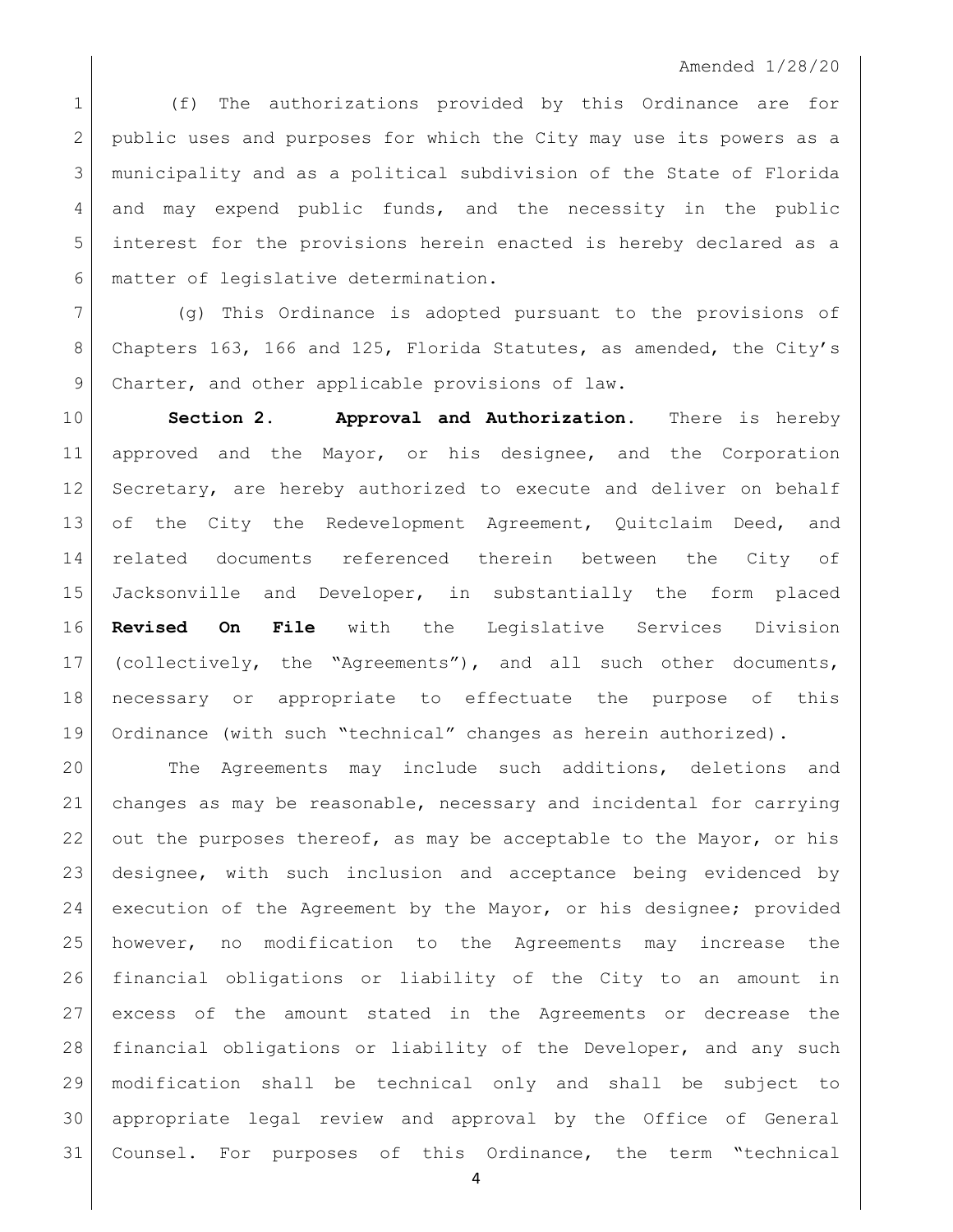(f) The authorizations provided by this Ordinance are for public uses and purposes for which the City may use its powers as a municipality and as a political subdivision of the State of Florida and may expend public funds, and the necessity in the public interest for the provisions herein enacted is hereby declared as a matter of legislative determination.

(g) This Ordinance is adopted pursuant to the provisions of Chapters 163, 166 and 125, Florida Statutes, as amended, the City's Charter, and other applicable provisions of law.

**Section 2. Approval and Authorization.** There is hereby approved and the Mayor, or his designee, and the Corporation Secretary, are hereby authorized to execute and deliver on behalf of the City the Redevelopment Agreement, Quitclaim Deed, and related documents referenced therein between the City of Jacksonville and Developer, in substantially the form placed **Revised On File** with the Legislative Services Division (collectively, the "Agreements"), and all such other documents, necessary or appropriate to effectuate the purpose of this Ordinance (with such "technical" changes as herein authorized).

The Agreements may include such additions, deletions and changes as may be reasonable, necessary and incidental for carrying out the purposes thereof, as may be acceptable to the Mayor, or his designee, with such inclusion and acceptance being evidenced by execution of the Agreement by the Mayor, or his designee; provided however, no modification to the Agreements may increase the financial obligations or liability of the City to an amount in excess of the amount stated in the Agreements or decrease the financial obligations or liability of the Developer, and any such modification shall be technical only and shall be subject to appropriate legal review and approval by the Office of General Counsel. For purposes of this Ordinance, the term "technical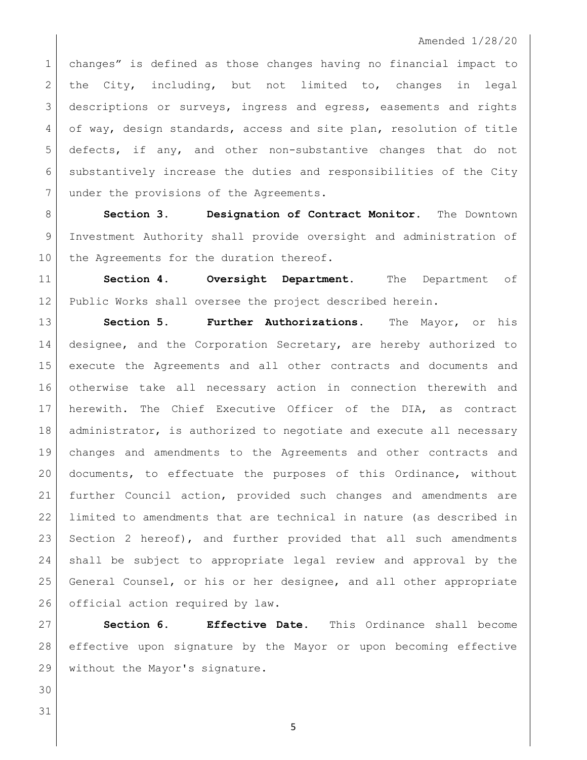changes" is defined as those changes having no financial impact to the City, including, but not limited to, changes in legal descriptions or surveys, ingress and egress, easements and rights of way, design standards, access and site plan, resolution of title defects, if any, and other non-substantive changes that do not substantively increase the duties and responsibilities of the City under the provisions of the Agreements.

**Section 3. Designation of Contract Monitor.** The Downtown Investment Authority shall provide oversight and administration of the Agreements for the duration thereof.

**Section 4. Oversight Department.** The Department of Public Works shall oversee the project described herein.

**Section 5. Further Authorizations.** The Mayor, or his designee, and the Corporation Secretary, are hereby authorized to execute the Agreements and all other contracts and documents and otherwise take all necessary action in connection therewith and herewith. The Chief Executive Officer of the DIA, as contract administrator, is authorized to negotiate and execute all necessary changes and amendments to the Agreements and other contracts and documents, to effectuate the purposes of this Ordinance, without further Council action, provided such changes and amendments are limited to amendments that are technical in nature (as described in Section 2 hereof), and further provided that all such amendments shall be subject to appropriate legal review and approval by the General Counsel, or his or her designee, and all other appropriate official action required by law.

**Section 6. Effective Date.** This Ordinance shall become effective upon signature by the Mayor or upon becoming effective without the Mayor's signature.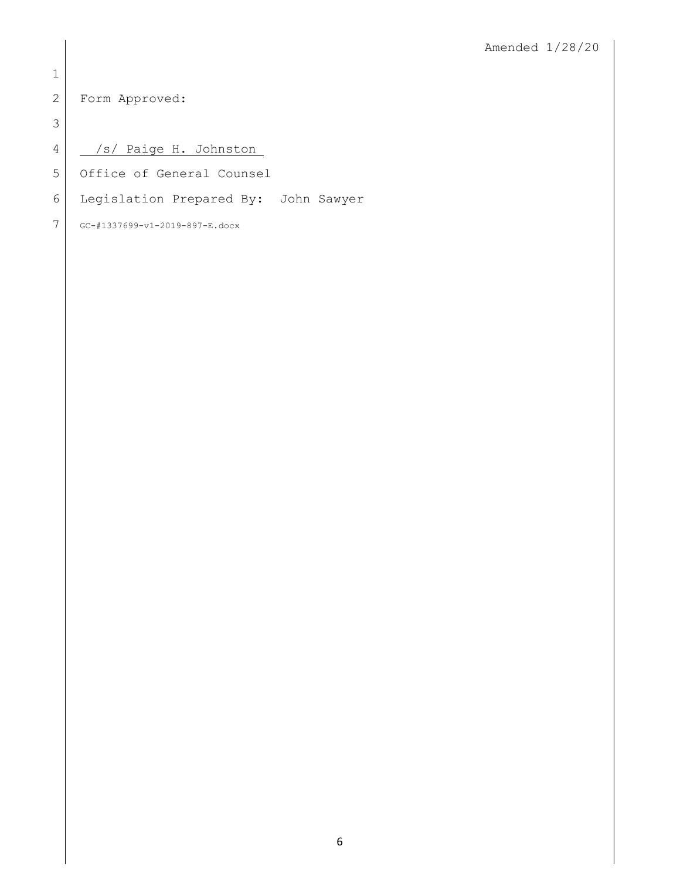Amended 1/28/20

Form Approved:

/s/ Paige H. Johnston

Office of General Counsel

Legislation Prepared By: John Sawyer

GC-#1337699-v1-2019-897-E.docx